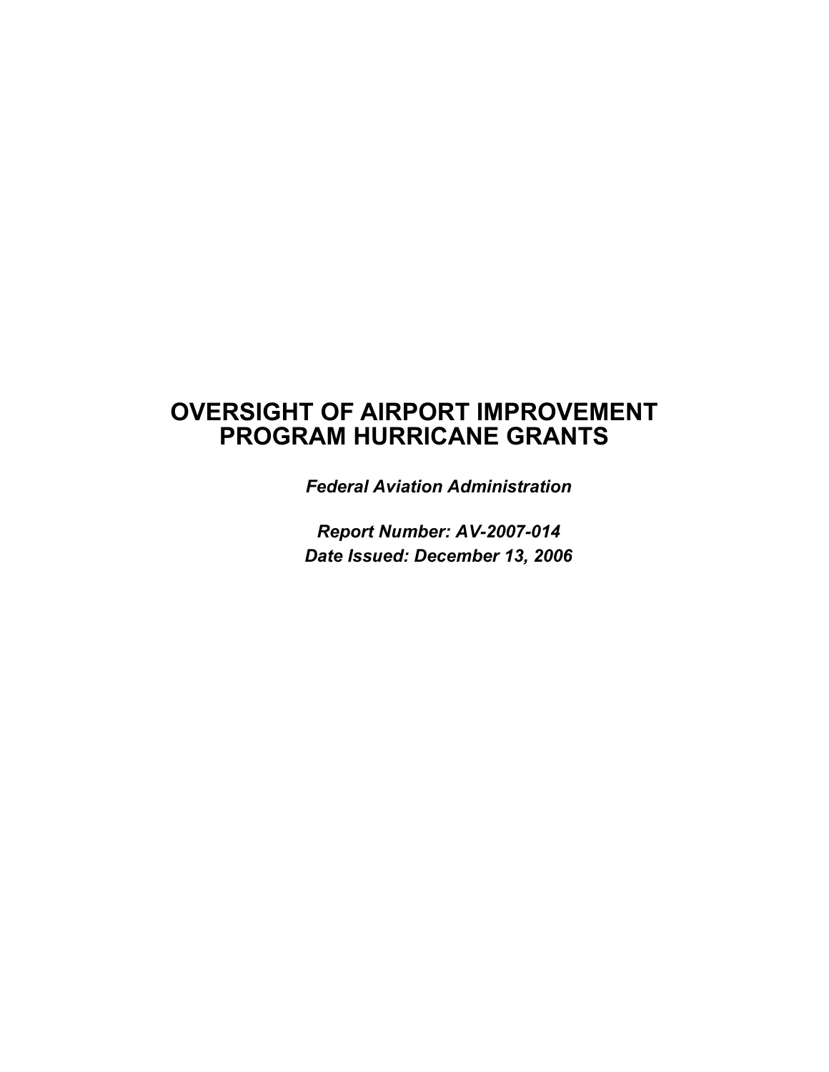# OVERSIGHT OF AIRPORT IMPROVEMENT PROGRAM HURRICANE GRANTS

***Federal Aviation Administration***

***Report Number: AV-2007-014***
***Date Issued: December 13, 2006***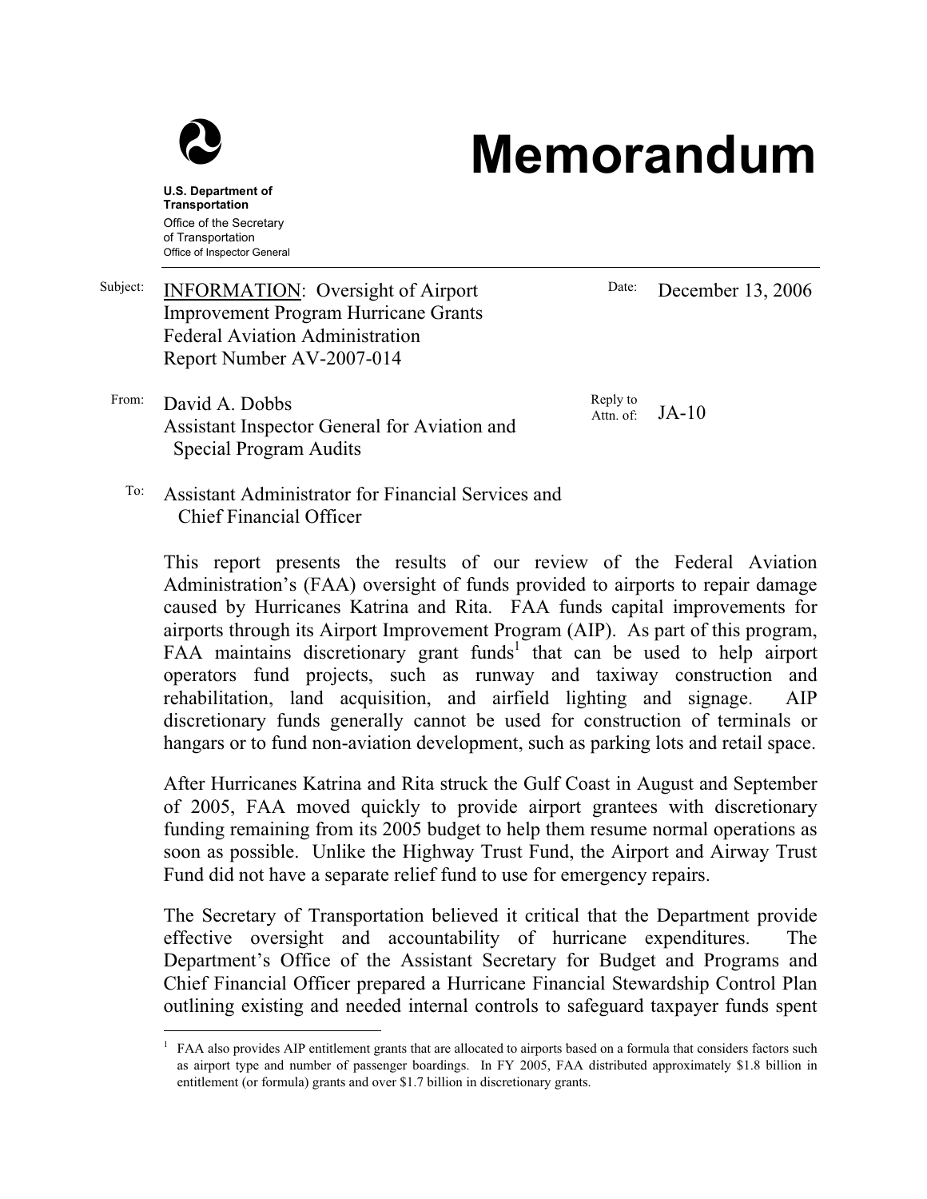# Memorandum

**U.S. Department of Transportation**
Office of the Secretary of Transportation
Office of Inspector General

Subject: INFORMATION: Oversight of Airport Improvement Program Hurricane Grants
Federal Aviation Administration
Report Number AV-2007-014

Date: December 13, 2006

From: David A. Dobbs
Assistant Inspector General for Aviation and Special Program Audits

Reply to Attn. of: JA-10

To: Assistant Administrator for Financial Services and Chief Financial Officer

This report presents the results of our review of the Federal Aviation Administration's (FAA) oversight of funds provided to airports to repair damage caused by Hurricanes Katrina and Rita. FAA funds capital improvements for airports through its Airport Improvement Program (AIP). As part of this program, FAA maintains discretionary grant funds[1] that can be used to help airport operators fund projects, such as runway and taxiway construction and rehabilitation, land acquisition, and airfield lighting and signage. AIP discretionary funds generally cannot be used for construction of terminals or hangars or to fund non-aviation development, such as parking lots and retail space.

After Hurricanes Katrina and Rita struck the Gulf Coast in August and September of 2005, FAA moved quickly to provide airport grantees with discretionary funding remaining from its 2005 budget to help them resume normal operations as soon as possible. Unlike the Highway Trust Fund, the Airport and Airway Trust Fund did not have a separate relief fund to use for emergency repairs.

The Secretary of Transportation believed it critical that the Department provide effective oversight and accountability of hurricane expenditures. The Department's Office of the Assistant Secretary for Budget and Programs and Chief Financial Officer prepared a Hurricane Financial Stewardship Control Plan outlining existing and needed internal controls to safeguard taxpayer funds spent

[1] FAA also provides AIP entitlement grants that are allocated to airports based on a formula that considers factors such as airport type and number of passenger boardings. In FY 2005, FAA distributed approximately $1.8 billion in entitlement (or formula) grants and over $1.7 billion in discretionary grants.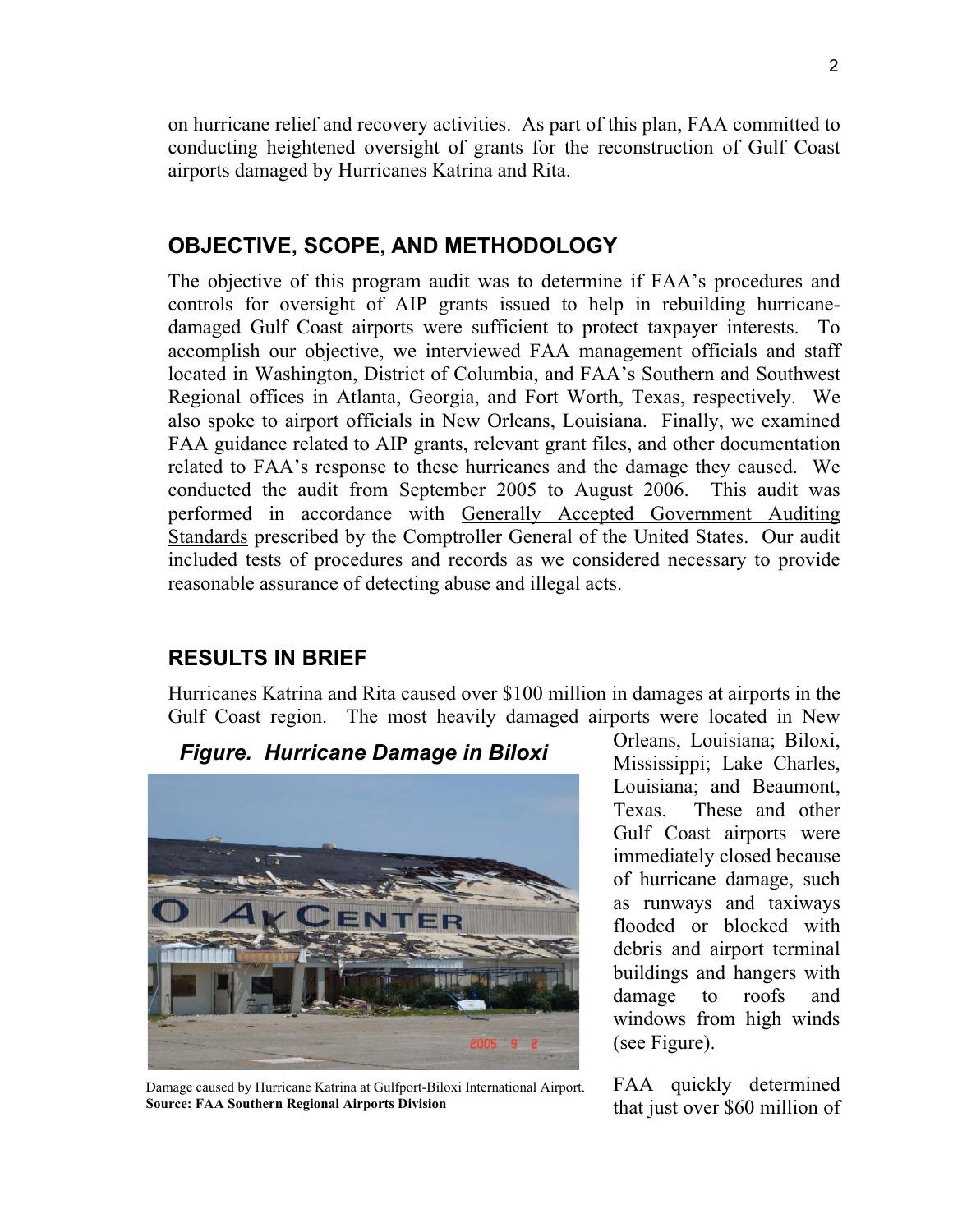on hurricane relief and recovery activities. As part of this plan, FAA committed to conducting heightened oversight of grants for the reconstruction of Gulf Coast airports damaged by Hurricanes Katrina and Rita.

## OBJECTIVE, SCOPE, AND METHODOLOGY

The objective of this program audit was to determine if FAA's procedures and controls for oversight of AIP grants issued to help in rebuilding hurricane-damaged Gulf Coast airports were sufficient to protect taxpayer interests. To accomplish our objective, we interviewed FAA management officials and staff located in Washington, District of Columbia, and FAA's Southern and Southwest Regional offices in Atlanta, Georgia, and Fort Worth, Texas, respectively. We also spoke to airport officials in New Orleans, Louisiana. Finally, we examined FAA guidance related to AIP grants, relevant grant files, and other documentation related to FAA's response to these hurricanes and the damage they caused. We conducted the audit from September 2005 to August 2006. This audit was performed in accordance with Generally Accepted Government Auditing Standards prescribed by the Comptroller General of the United States. Our audit included tests of procedures and records as we considered necessary to provide reasonable assurance of detecting abuse and illegal acts.

## RESULTS IN BRIEF

Hurricanes Katrina and Rita caused over $100 million in damages at airports in the Gulf Coast region. The most heavily damaged airports were located in New Orleans, Louisiana; Biloxi, Mississippi; Lake Charles, Louisiana; and Beaumont, Texas. These and other Gulf Coast airports were immediately closed because of hurricane damage, such as runways and taxiways flooded or blocked with debris and airport terminal buildings and hangers with damage to roofs and windows from high winds (see Figure).

***Figure. Hurricane Damage in Biloxi***

Damage caused by Hurricane Katrina at Gulfport-Biloxi International Airport.
**Source: FAA Southern Regional Airports Division**

FAA quickly determined that just over $60 million of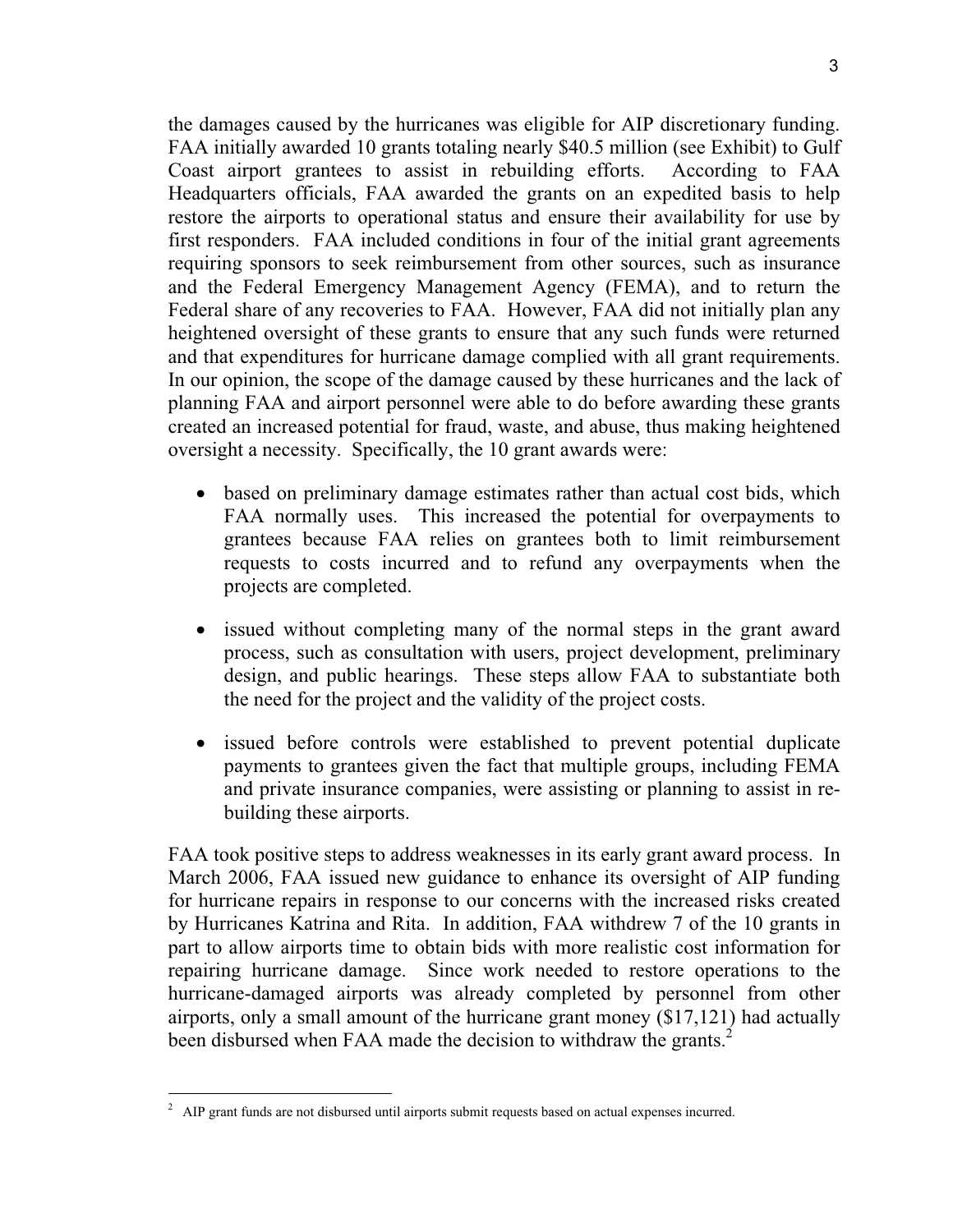the damages caused by the hurricanes was eligible for AIP discretionary funding. FAA initially awarded 10 grants totaling nearly $40.5 million (see Exhibit) to Gulf Coast airport grantees to assist in rebuilding efforts. According to FAA Headquarters officials, FAA awarded the grants on an expedited basis to help restore the airports to operational status and ensure their availability for use by first responders. FAA included conditions in four of the initial grant agreements requiring sponsors to seek reimbursement from other sources, such as insurance and the Federal Emergency Management Agency (FEMA), and to return the Federal share of any recoveries to FAA. However, FAA did not initially plan any heightened oversight of these grants to ensure that any such funds were returned and that expenditures for hurricane damage complied with all grant requirements. In our opinion, the scope of the damage caused by these hurricanes and the lack of planning FAA and airport personnel were able to do before awarding these grants created an increased potential for fraud, waste, and abuse, thus making heightened oversight a necessity. Specifically, the 10 grant awards were:

- based on preliminary damage estimates rather than actual cost bids, which FAA normally uses. This increased the potential for overpayments to grantees because FAA relies on grantees both to limit reimbursement requests to costs incurred and to refund any overpayments when the projects are completed.
- issued without completing many of the normal steps in the grant award process, such as consultation with users, project development, preliminary design, and public hearings. These steps allow FAA to substantiate both the need for the project and the validity of the project costs.
- issued before controls were established to prevent potential duplicate payments to grantees given the fact that multiple groups, including FEMA and private insurance companies, were assisting or planning to assist in re-building these airports.

FAA took positive steps to address weaknesses in its early grant award process. In March 2006, FAA issued new guidance to enhance its oversight of AIP funding for hurricane repairs in response to our concerns with the increased risks created by Hurricanes Katrina and Rita. In addition, FAA withdrew 7 of the 10 grants in part to allow airports time to obtain bids with more realistic cost information for repairing hurricane damage. Since work needed to restore operations to the hurricane-damaged airports was already completed by personnel from other airports, only a small amount of the hurricane grant money ($17,121) had actually been disbursed when FAA made the decision to withdraw the grants.[2]

[2] AIP grant funds are not disbursed until airports submit requests based on actual expenses incurred.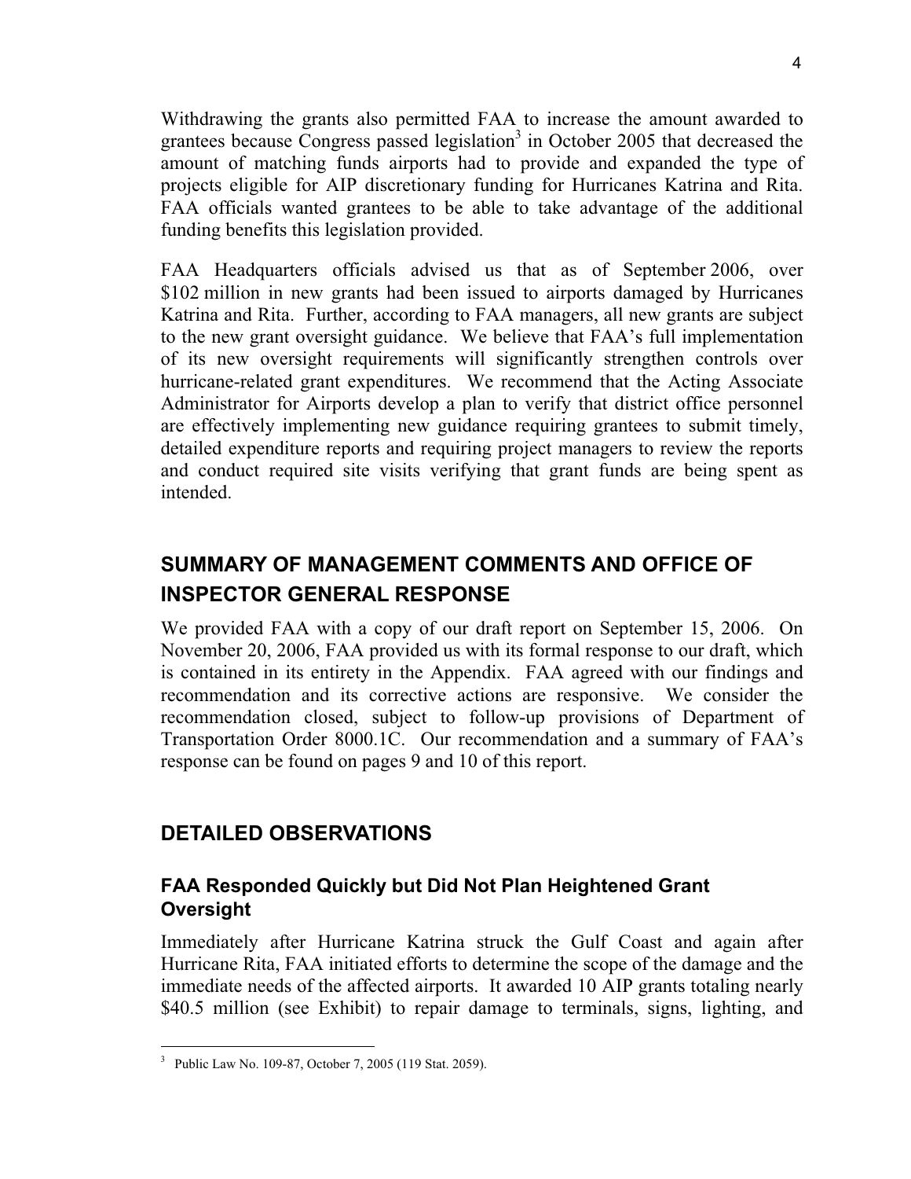Withdrawing the grants also permitted FAA to increase the amount awarded to grantees because Congress passed legislation[3] in October 2005 that decreased the amount of matching funds airports had to provide and expanded the type of projects eligible for AIP discretionary funding for Hurricanes Katrina and Rita. FAA officials wanted grantees to be able to take advantage of the additional funding benefits this legislation provided.

FAA Headquarters officials advised us that as of September 2006, over $102 million in new grants had been issued to airports damaged by Hurricanes Katrina and Rita. Further, according to FAA managers, all new grants are subject to the new grant oversight guidance. We believe that FAA's full implementation of its new oversight requirements will significantly strengthen controls over hurricane-related grant expenditures. We recommend that the Acting Associate Administrator for Airports develop a plan to verify that district office personnel are effectively implementing new guidance requiring grantees to submit timely, detailed expenditure reports and requiring project managers to review the reports and conduct required site visits verifying that grant funds are being spent as intended.

## SUMMARY OF MANAGEMENT COMMENTS AND OFFICE OF INSPECTOR GENERAL RESPONSE

We provided FAA with a copy of our draft report on September 15, 2006. On November 20, 2006, FAA provided us with its formal response to our draft, which is contained in its entirety in the Appendix. FAA agreed with our findings and recommendation and its corrective actions are responsive. We consider the recommendation closed, subject to follow-up provisions of Department of Transportation Order 8000.1C. Our recommendation and a summary of FAA's response can be found on pages 9 and 10 of this report.

## DETAILED OBSERVATIONS

### FAA Responded Quickly but Did Not Plan Heightened Grant Oversight

Immediately after Hurricane Katrina struck the Gulf Coast and again after Hurricane Rita, FAA initiated efforts to determine the scope of the damage and the immediate needs of the affected airports. It awarded 10 AIP grants totaling nearly $40.5 million (see Exhibit) to repair damage to terminals, signs, lighting, and

[3] Public Law No. 109-87, October 7, 2005 (119 Stat. 2059).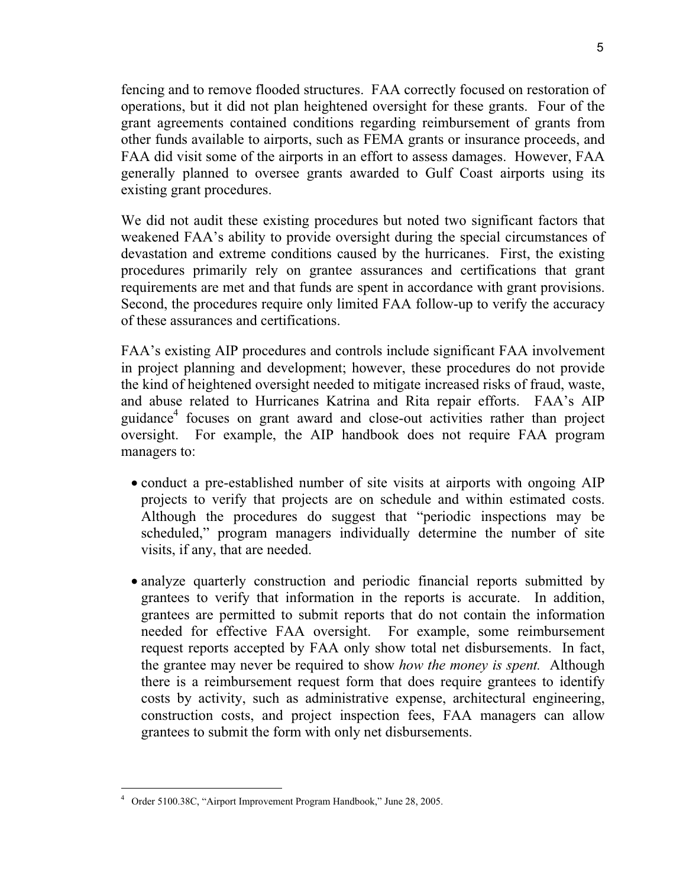fencing and to remove flooded structures. FAA correctly focused on restoration of operations, but it did not plan heightened oversight for these grants. Four of the grant agreements contained conditions regarding reimbursement of grants from other funds available to airports, such as FEMA grants or insurance proceeds, and FAA did visit some of the airports in an effort to assess damages. However, FAA generally planned to oversee grants awarded to Gulf Coast airports using its existing grant procedures.

We did not audit these existing procedures but noted two significant factors that weakened FAA's ability to provide oversight during the special circumstances of devastation and extreme conditions caused by the hurricanes. First, the existing procedures primarily rely on grantee assurances and certifications that grant requirements are met and that funds are spent in accordance with grant provisions. Second, the procedures require only limited FAA follow-up to verify the accuracy of these assurances and certifications.

FAA's existing AIP procedures and controls include significant FAA involvement in project planning and development; however, these procedures do not provide the kind of heightened oversight needed to mitigate increased risks of fraud, waste, and abuse related to Hurricanes Katrina and Rita repair efforts. FAA's AIP guidance[4] focuses on grant award and close-out activities rather than project oversight. For example, the AIP handbook does not require FAA program managers to:

- conduct a pre-established number of site visits at airports with ongoing AIP projects to verify that projects are on schedule and within estimated costs. Although the procedures do suggest that "periodic inspections may be scheduled," program managers individually determine the number of site visits, if any, that are needed.

- analyze quarterly construction and periodic financial reports submitted by grantees to verify that information in the reports is accurate. In addition, grantees are permitted to submit reports that do not contain the information needed for effective FAA oversight. For example, some reimbursement request reports accepted by FAA only show total net disbursements. In fact, the grantee may never be required to show *how the money is spent.* Although there is a reimbursement request form that does require grantees to identify costs by activity, such as administrative expense, architectural engineering, construction costs, and project inspection fees, FAA managers can allow grantees to submit the form with only net disbursements.

[4] Order 5100.38C, "Airport Improvement Program Handbook," June 28, 2005.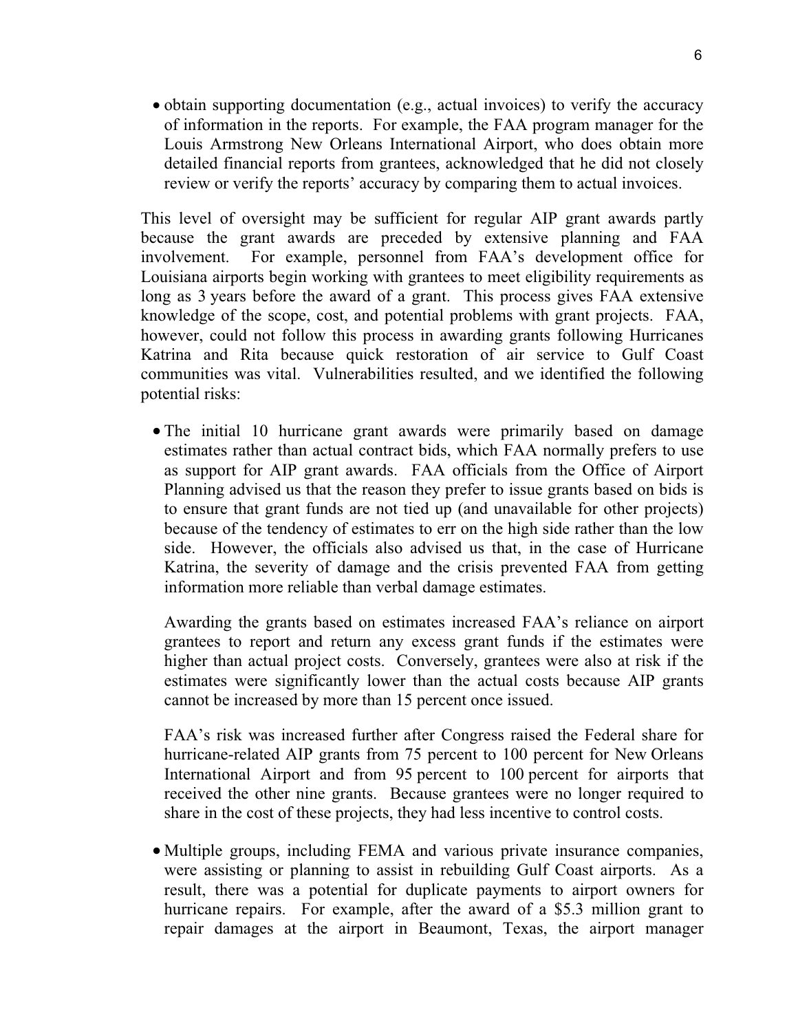- obtain supporting documentation (e.g., actual invoices) to verify the accuracy of information in the reports. For example, the FAA program manager for the Louis Armstrong New Orleans International Airport, who does obtain more detailed financial reports from grantees, acknowledged that he did not closely review or verify the reports' accuracy by comparing them to actual invoices.

This level of oversight may be sufficient for regular AIP grant awards partly because the grant awards are preceded by extensive planning and FAA involvement. For example, personnel from FAA's development office for Louisiana airports begin working with grantees to meet eligibility requirements as long as 3 years before the award of a grant. This process gives FAA extensive knowledge of the scope, cost, and potential problems with grant projects. FAA, however, could not follow this process in awarding grants following Hurricanes Katrina and Rita because quick restoration of air service to Gulf Coast communities was vital. Vulnerabilities resulted, and we identified the following potential risks:

- The initial 10 hurricane grant awards were primarily based on damage estimates rather than actual contract bids, which FAA normally prefers to use as support for AIP grant awards. FAA officials from the Office of Airport Planning advised us that the reason they prefer to issue grants based on bids is to ensure that grant funds are not tied up (and unavailable for other projects) because of the tendency of estimates to err on the high side rather than the low side. However, the officials also advised us that, in the case of Hurricane Katrina, the severity of damage and the crisis prevented FAA from getting information more reliable than verbal damage estimates.

  Awarding the grants based on estimates increased FAA's reliance on airport grantees to report and return any excess grant funds if the estimates were higher than actual project costs. Conversely, grantees were also at risk if the estimates were significantly lower than the actual costs because AIP grants cannot be increased by more than 15 percent once issued.

  FAA's risk was increased further after Congress raised the Federal share for hurricane-related AIP grants from 75 percent to 100 percent for New Orleans International Airport and from 95 percent to 100 percent for airports that received the other nine grants. Because grantees were no longer required to share in the cost of these projects, they had less incentive to control costs.

- Multiple groups, including FEMA and various private insurance companies, were assisting or planning to assist in rebuilding Gulf Coast airports. As a result, there was a potential for duplicate payments to airport owners for hurricane repairs. For example, after the award of a $5.3 million grant to repair damages at the airport in Beaumont, Texas, the airport manager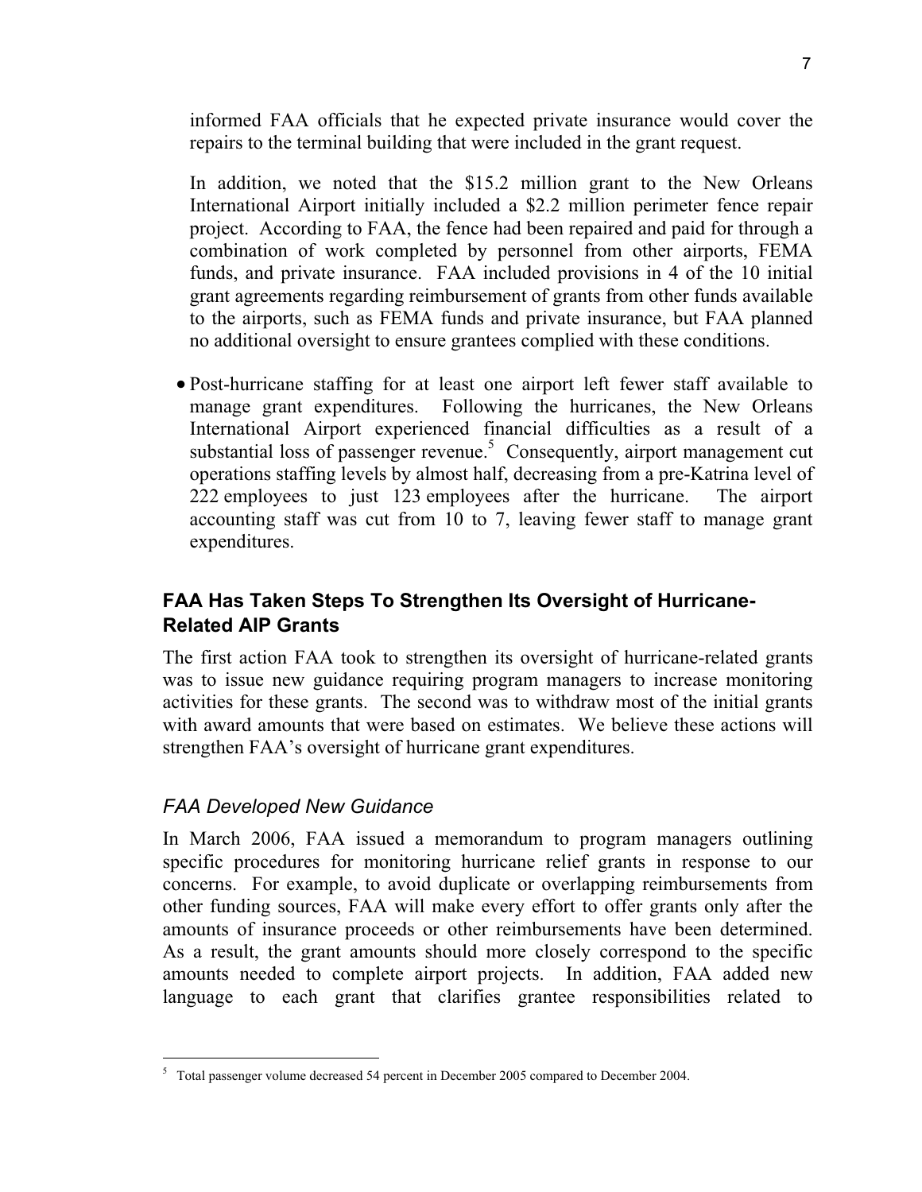informed FAA officials that he expected private insurance would cover the repairs to the terminal building that were included in the grant request.

In addition, we noted that the $15.2 million grant to the New Orleans International Airport initially included a $2.2 million perimeter fence repair project. According to FAA, the fence had been repaired and paid for through a combination of work completed by personnel from other airports, FEMA funds, and private insurance. FAA included provisions in 4 of the 10 initial grant agreements regarding reimbursement of grants from other funds available to the airports, such as FEMA funds and private insurance, but FAA planned no additional oversight to ensure grantees complied with these conditions.

- Post-hurricane staffing for at least one airport left fewer staff available to manage grant expenditures. Following the hurricanes, the New Orleans International Airport experienced financial difficulties as a result of a substantial loss of passenger revenue.[5] Consequently, airport management cut operations staffing levels by almost half, decreasing from a pre-Katrina level of 222 employees to just 123 employees after the hurricane. The airport accounting staff was cut from 10 to 7, leaving fewer staff to manage grant expenditures.

## FAA Has Taken Steps To Strengthen Its Oversight of Hurricane-Related AIP Grants

The first action FAA took to strengthen its oversight of hurricane-related grants was to issue new guidance requiring program managers to increase monitoring activities for these grants. The second was to withdraw most of the initial grants with award amounts that were based on estimates. We believe these actions will strengthen FAA's oversight of hurricane grant expenditures.

### *FAA Developed New Guidance*

In March 2006, FAA issued a memorandum to program managers outlining specific procedures for monitoring hurricane relief grants in response to our concerns. For example, to avoid duplicate or overlapping reimbursements from other funding sources, FAA will make every effort to offer grants only after the amounts of insurance proceeds or other reimbursements have been determined. As a result, the grant amounts should more closely correspond to the specific amounts needed to complete airport projects. In addition, FAA added new language to each grant that clarifies grantee responsibilities related to

[5] Total passenger volume decreased 54 percent in December 2005 compared to December 2004.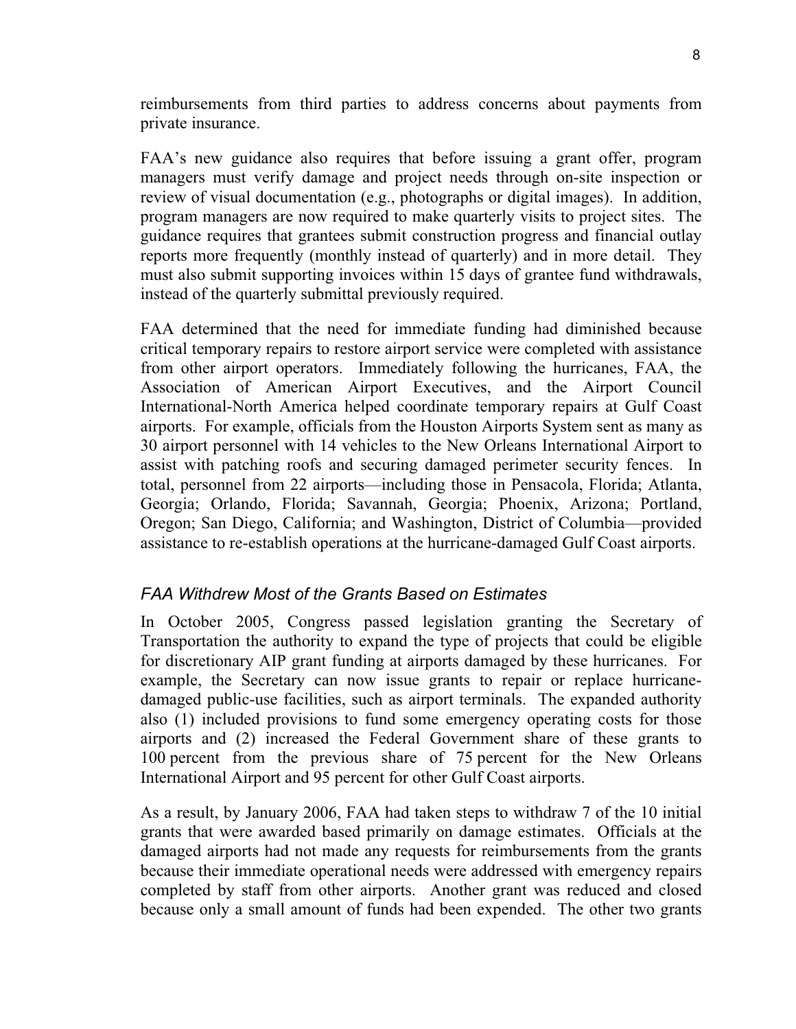reimbursements from third parties to address concerns about payments from private insurance.

FAA's new guidance also requires that before issuing a grant offer, program managers must verify damage and project needs through on-site inspection or review of visual documentation (e.g., photographs or digital images). In addition, program managers are now required to make quarterly visits to project sites. The guidance requires that grantees submit construction progress and financial outlay reports more frequently (monthly instead of quarterly) and in more detail. They must also submit supporting invoices within 15 days of grantee fund withdrawals, instead of the quarterly submittal previously required.

FAA determined that the need for immediate funding had diminished because critical temporary repairs to restore airport service were completed with assistance from other airport operators. Immediately following the hurricanes, FAA, the Association of American Airport Executives, and the Airport Council International-North America helped coordinate temporary repairs at Gulf Coast airports. For example, officials from the Houston Airports System sent as many as 30 airport personnel with 14 vehicles to the New Orleans International Airport to assist with patching roofs and securing damaged perimeter security fences. In total, personnel from 22 airports—including those in Pensacola, Florida; Atlanta, Georgia; Orlando, Florida; Savannah, Georgia; Phoenix, Arizona; Portland, Oregon; San Diego, California; and Washington, District of Columbia—provided assistance to re-establish operations at the hurricane-damaged Gulf Coast airports.

### *FAA Withdrew Most of the Grants Based on Estimates*

In October 2005, Congress passed legislation granting the Secretary of Transportation the authority to expand the type of projects that could be eligible for discretionary AIP grant funding at airports damaged by these hurricanes. For example, the Secretary can now issue grants to repair or replace hurricane-damaged public-use facilities, such as airport terminals. The expanded authority also (1) included provisions to fund some emergency operating costs for those airports and (2) increased the Federal Government share of these grants to 100 percent from the previous share of 75 percent for the New Orleans International Airport and 95 percent for other Gulf Coast airports.

As a result, by January 2006, FAA had taken steps to withdraw 7 of the 10 initial grants that were awarded based primarily on damage estimates. Officials at the damaged airports had not made any requests for reimbursements from the grants because their immediate operational needs were addressed with emergency repairs completed by staff from other airports. Another grant was reduced and closed because only a small amount of funds had been expended. The other two grants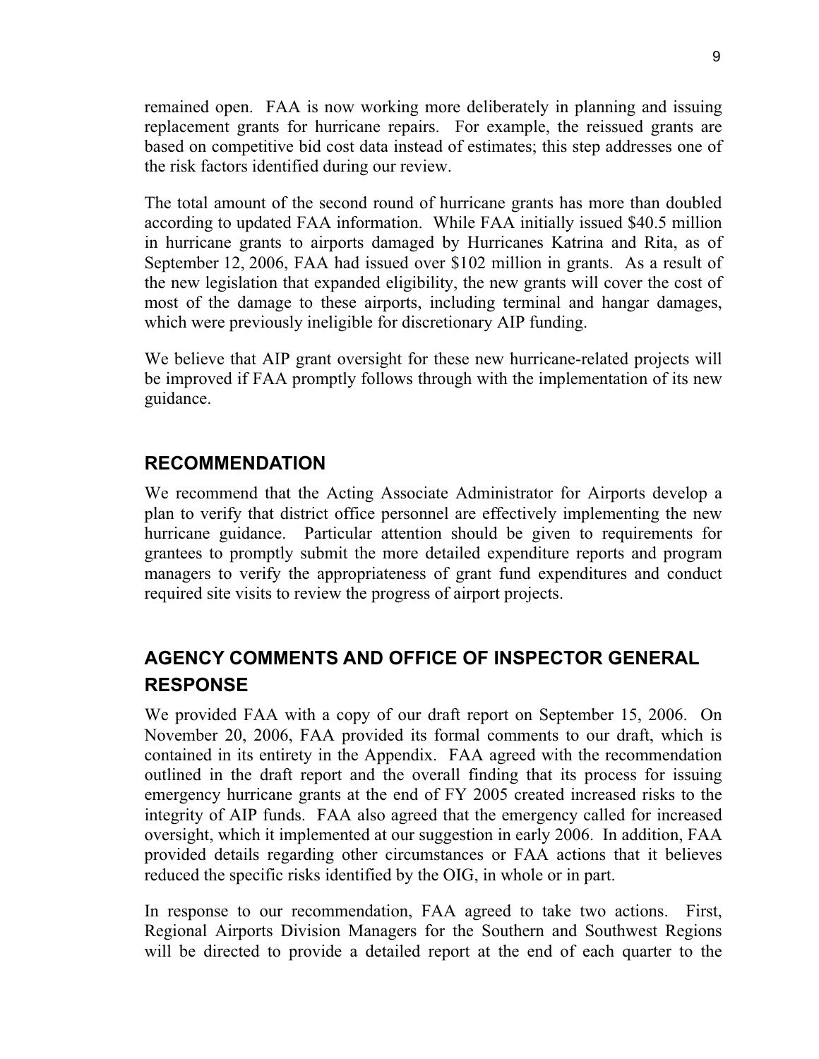remained open. FAA is now working more deliberately in planning and issuing replacement grants for hurricane repairs. For example, the reissued grants are based on competitive bid cost data instead of estimates; this step addresses one of the risk factors identified during our review.

The total amount of the second round of hurricane grants has more than doubled according to updated FAA information. While FAA initially issued $40.5 million in hurricane grants to airports damaged by Hurricanes Katrina and Rita, as of September 12, 2006, FAA had issued over $102 million in grants. As a result of the new legislation that expanded eligibility, the new grants will cover the cost of most of the damage to these airports, including terminal and hangar damages, which were previously ineligible for discretionary AIP funding.

We believe that AIP grant oversight for these new hurricane-related projects will be improved if FAA promptly follows through with the implementation of its new guidance.

## RECOMMENDATION

We recommend that the Acting Associate Administrator for Airports develop a plan to verify that district office personnel are effectively implementing the new hurricane guidance. Particular attention should be given to requirements for grantees to promptly submit the more detailed expenditure reports and program managers to verify the appropriateness of grant fund expenditures and conduct required site visits to review the progress of airport projects.

## AGENCY COMMENTS AND OFFICE OF INSPECTOR GENERAL RESPONSE

We provided FAA with a copy of our draft report on September 15, 2006. On November 20, 2006, FAA provided its formal comments to our draft, which is contained in its entirety in the Appendix. FAA agreed with the recommendation outlined in the draft report and the overall finding that its process for issuing emergency hurricane grants at the end of FY 2005 created increased risks to the integrity of AIP funds. FAA also agreed that the emergency called for increased oversight, which it implemented at our suggestion in early 2006. In addition, FAA provided details regarding other circumstances or FAA actions that it believes reduced the specific risks identified by the OIG, in whole or in part.

In response to our recommendation, FAA agreed to take two actions. First, Regional Airports Division Managers for the Southern and Southwest Regions will be directed to provide a detailed report at the end of each quarter to the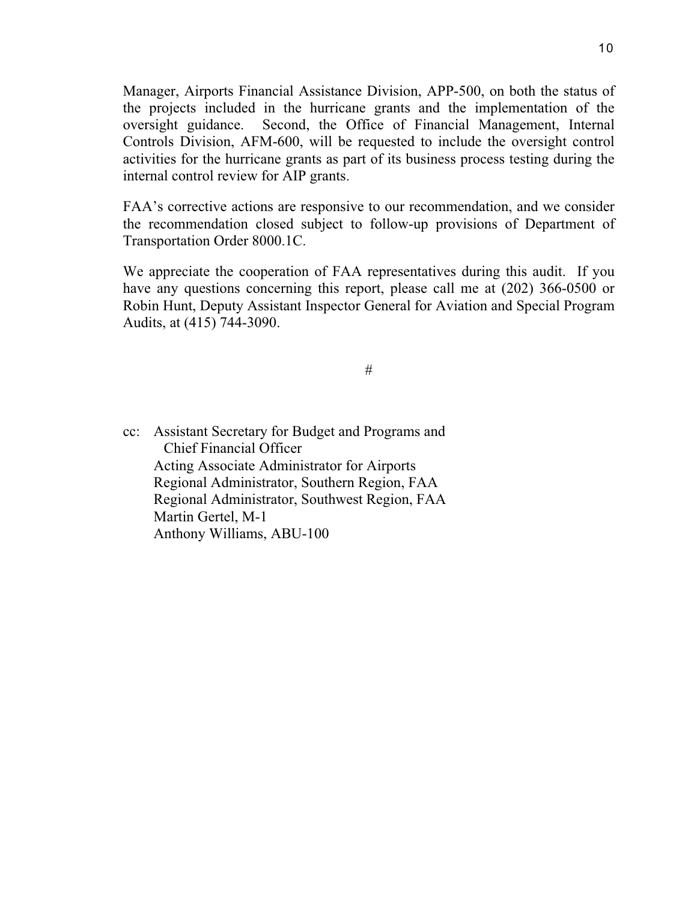Manager, Airports Financial Assistance Division, APP-500, on both the status of the projects included in the hurricane grants and the implementation of the oversight guidance. Second, the Office of Financial Management, Internal Controls Division, AFM-600, will be requested to include the oversight control activities for the hurricane grants as part of its business process testing during the internal control review for AIP grants.

FAA's corrective actions are responsive to our recommendation, and we consider the recommendation closed subject to follow-up provisions of Department of Transportation Order 8000.1C.

We appreciate the cooperation of FAA representatives during this audit. If you have any questions concerning this report, please call me at (202) 366-0500 or Robin Hunt, Deputy Assistant Inspector General for Aviation and Special Program Audits, at (415) 744-3090.

#

cc: Assistant Secretary for Budget and Programs and
 Chief Financial Officer
 Acting Associate Administrator for Airports
 Regional Administrator, Southern Region, FAA
 Regional Administrator, Southwest Region, FAA
 Martin Gertel, M-1
 Anthony Williams, ABU-100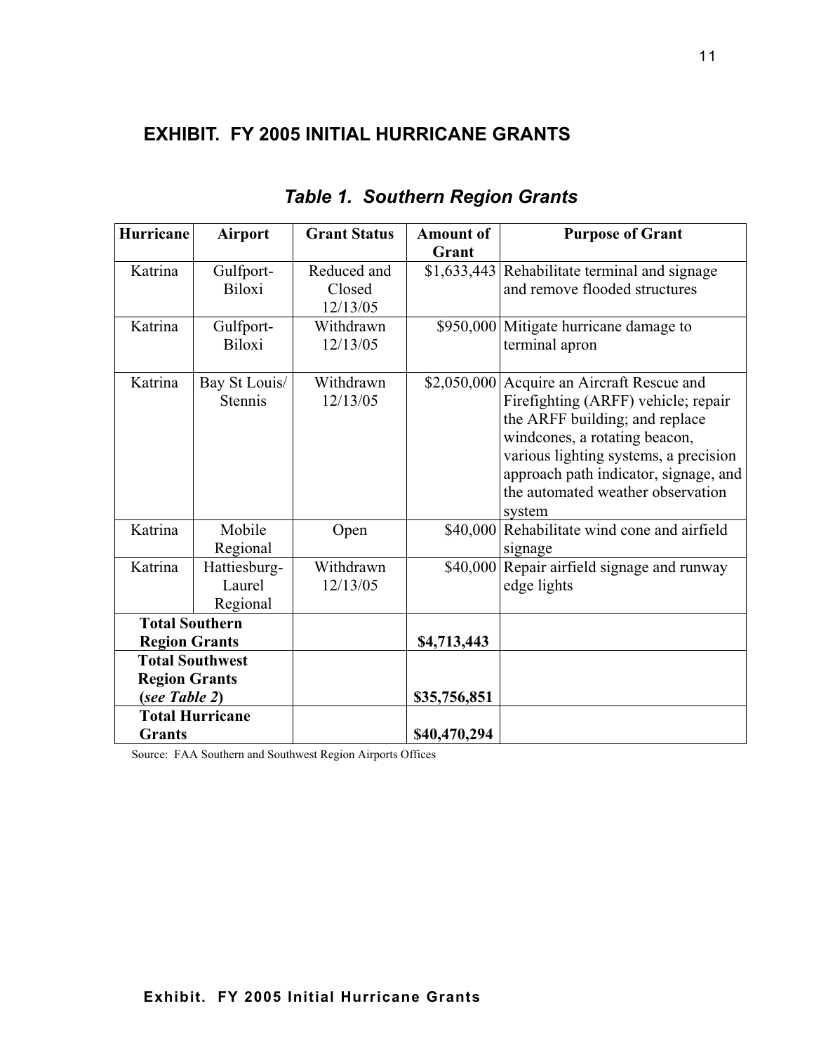# EXHIBIT. FY 2005 INITIAL HURRICANE GRANTS

## *Table 1. Southern Region Grants*

| Hurricane | Airport | Grant Status | Amount of Grant | Purpose of Grant |
|---|---|---|---|---|
| Katrina | Gulfport-Biloxi | Reduced and Closed 12/13/05 | $1,633,443 | Rehabilitate terminal and signage and remove flooded structures |
| Katrina | Gulfport-Biloxi | Withdrawn 12/13/05 | $950,000 | Mitigate hurricane damage to terminal apron |
| Katrina | Bay St Louis/ Stennis | Withdrawn 12/13/05 | $2,050,000 | Acquire an Aircraft Rescue and Firefighting (ARFF) vehicle; repair the ARFF building; and replace windcones, a rotating beacon, various lighting systems, a precision approach path indicator, signage, and the automated weather observation system |
| Katrina | Mobile Regional | Open | $40,000 | Rehabilitate wind cone and airfield signage |
| Katrina | Hattiesburg-Laurel Regional | Withdrawn 12/13/05 | $40,000 | Repair airfield signage and runway edge lights |
| **Total Southern Region Grants** | | | **$4,713,443** | |
| **Total Southwest Region Grants (*see Table 2*)** | | | **$35,756,851** | |
| **Total Hurricane Grants** | | | **$40,470,294** | |

Source: FAA Southern and Southwest Region Airports Offices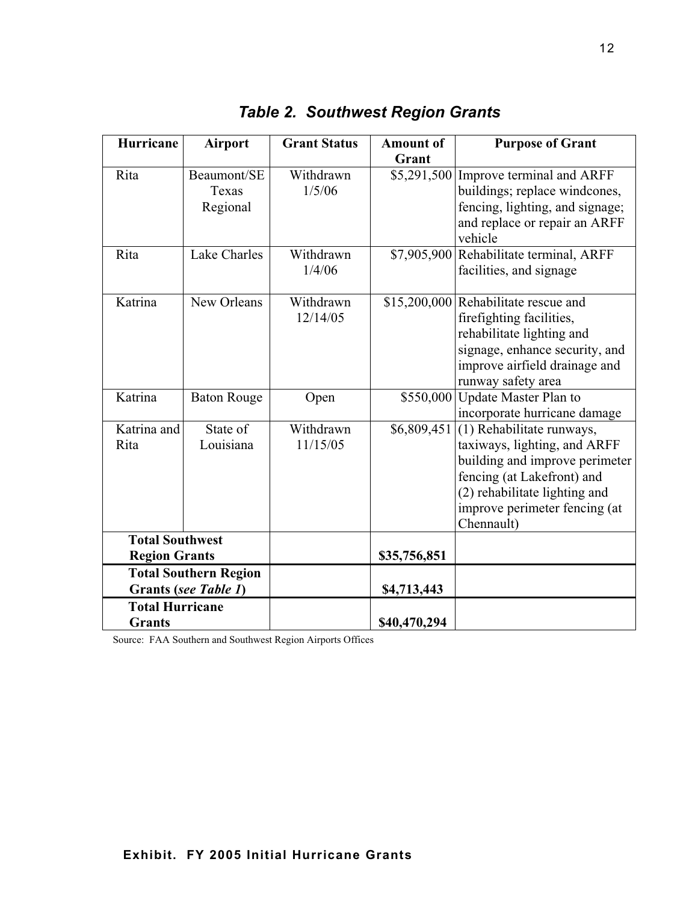## *Table 2. Southwest Region Grants*

| Hurricane | Airport | Grant Status | Amount of Grant | Purpose of Grant |
|---|---|---|---|---|
| Rita | Beaumont/SE Texas Regional | Withdrawn 1/5/06 | $5,291,500 | Improve terminal and ARFF buildings; replace windcones, fencing, lighting, and signage; and replace or repair an ARFF vehicle |
| Rita | Lake Charles | Withdrawn 1/4/06 | $7,905,900 | Rehabilitate terminal, ARFF facilities, and signage |
| Katrina | New Orleans | Withdrawn 12/14/05 | $15,200,000 | Rehabilitate rescue and firefighting facilities, rehabilitate lighting and signage, enhance security, and improve airfield drainage and runway safety area |
| Katrina | Baton Rouge | Open | $550,000 | Update Master Plan to incorporate hurricane damage |
| Katrina and Rita | State of Louisiana | Withdrawn 11/15/05 | $6,809,451 | (1) Rehabilitate runways, taxiways, lighting, and ARFF building and improve perimeter fencing (at Lakefront) and (2) rehabilitate lighting and improve perimeter fencing (at Chennault) |
| **Total Southwest Region Grants** | | | **$35,756,851** | |
| **Total Southern Region Grants (*see Table 1*)** | | | **$4,713,443** | |
| **Total Hurricane Grants** | | | **$40,470,294** | |

Source: FAA Southern and Southwest Region Airports Offices

**Exhibit. FY 2005 Initial Hurricane Grants**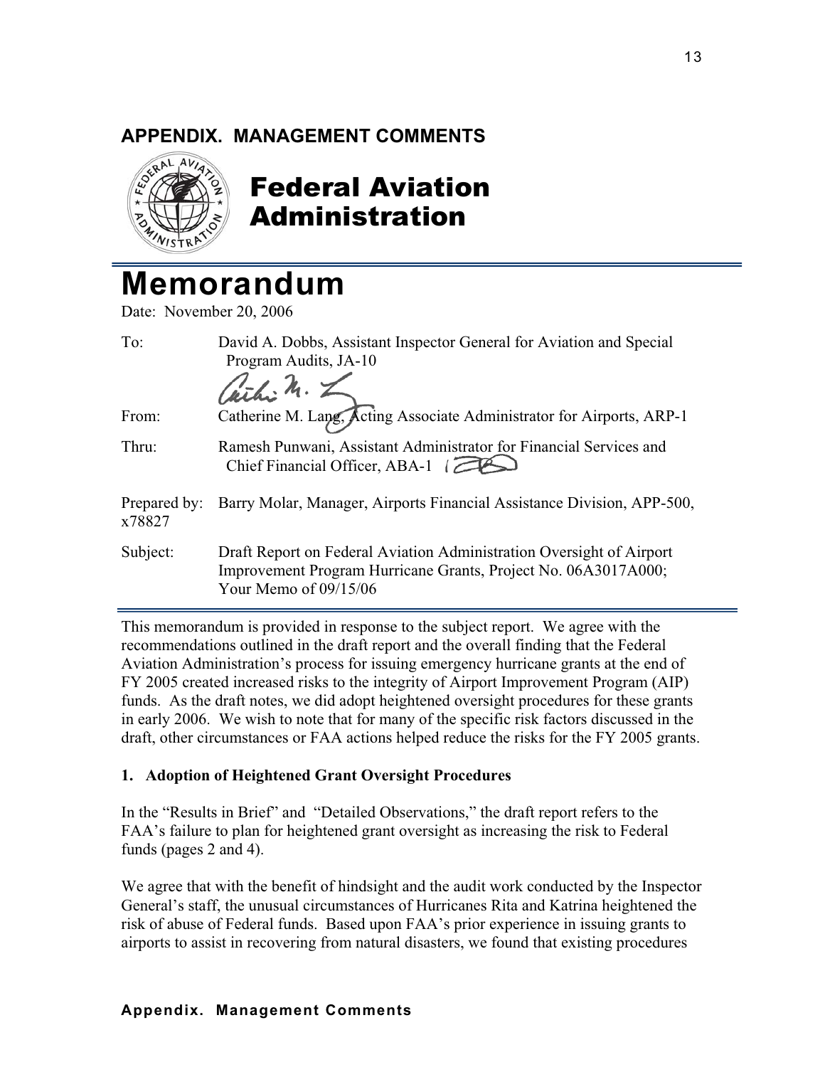## APPENDIX. MANAGEMENT COMMENTS

# Federal Aviation Administration

# Memorandum

Date: November 20, 2006

To: David A. Dobbs, Assistant Inspector General for Aviation and Special Program Audits, JA-10

From: Catherine M. Lang, Acting Associate Administrator for Airports, ARP-1

Thru: Ramesh Punwani, Assistant Administrator for Financial Services and Chief Financial Officer, ABA-1

Prepared by: Barry Molar, Manager, Airports Financial Assistance Division, APP-500, x78827

Subject: Draft Report on Federal Aviation Administration Oversight of Airport Improvement Program Hurricane Grants, Project No. 06A3017A000; Your Memo of 09/15/06

---

This memorandum is provided in response to the subject report. We agree with the recommendations outlined in the draft report and the overall finding that the Federal Aviation Administration's process for issuing emergency hurricane grants at the end of FY 2005 created increased risks to the integrity of Airport Improvement Program (AIP) funds. As the draft notes, we did adopt heightened oversight procedures for these grants in early 2006. We wish to note that for many of the specific risk factors discussed in the draft, other circumstances or FAA actions helped reduce the risks for the FY 2005 grants.

**1. Adoption of Heightened Grant Oversight Procedures**

In the "Results in Brief" and "Detailed Observations," the draft report refers to the FAA's failure to plan for heightened grant oversight as increasing the risk to Federal funds (pages 2 and 4).

We agree that with the benefit of hindsight and the audit work conducted by the Inspector General's staff, the unusual circumstances of Hurricanes Rita and Katrina heightened the risk of abuse of Federal funds. Based upon FAA's prior experience in issuing grants to airports to assist in recovering from natural disasters, we found that existing procedures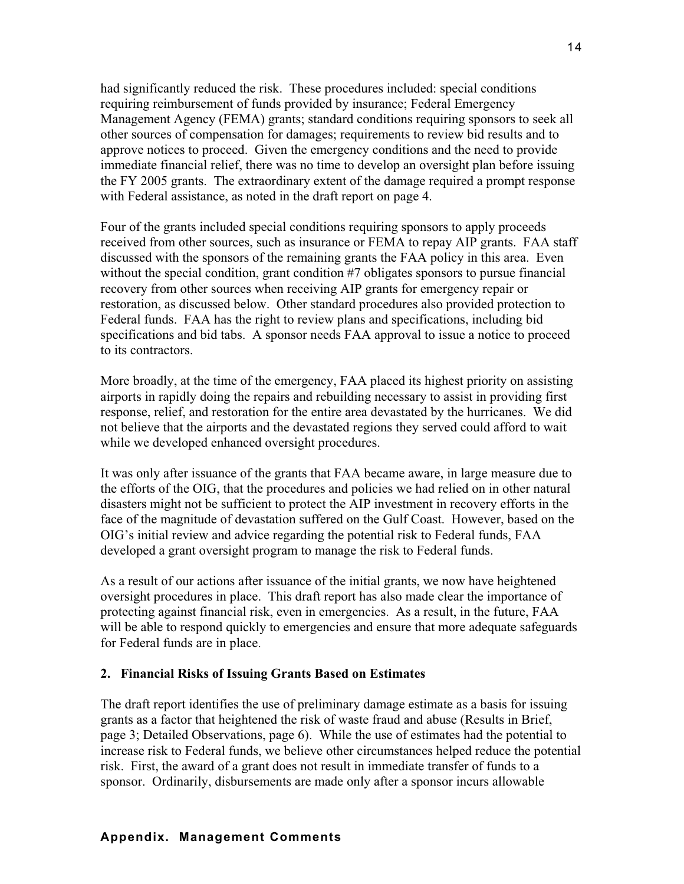had significantly reduced the risk. These procedures included: special conditions requiring reimbursement of funds provided by insurance; Federal Emergency Management Agency (FEMA) grants; standard conditions requiring sponsors to seek all other sources of compensation for damages; requirements to review bid results and to approve notices to proceed. Given the emergency conditions and the need to provide immediate financial relief, there was no time to develop an oversight plan before issuing the FY 2005 grants. The extraordinary extent of the damage required a prompt response with Federal assistance, as noted in the draft report on page 4.

Four of the grants included special conditions requiring sponsors to apply proceeds received from other sources, such as insurance or FEMA to repay AIP grants. FAA staff discussed with the sponsors of the remaining grants the FAA policy in this area. Even without the special condition, grant condition #7 obligates sponsors to pursue financial recovery from other sources when receiving AIP grants for emergency repair or restoration, as discussed below. Other standard procedures also provided protection to Federal funds. FAA has the right to review plans and specifications, including bid specifications and bid tabs. A sponsor needs FAA approval to issue a notice to proceed to its contractors.

More broadly, at the time of the emergency, FAA placed its highest priority on assisting airports in rapidly doing the repairs and rebuilding necessary to assist in providing first response, relief, and restoration for the entire area devastated by the hurricanes. We did not believe that the airports and the devastated regions they served could afford to wait while we developed enhanced oversight procedures.

It was only after issuance of the grants that FAA became aware, in large measure due to the efforts of the OIG, that the procedures and policies we had relied on in other natural disasters might not be sufficient to protect the AIP investment in recovery efforts in the face of the magnitude of devastation suffered on the Gulf Coast. However, based on the OIG's initial review and advice regarding the potential risk to Federal funds, FAA developed a grant oversight program to manage the risk to Federal funds.

As a result of our actions after issuance of the initial grants, we now have heightened oversight procedures in place. This draft report has also made clear the importance of protecting against financial risk, even in emergencies. As a result, in the future, FAA will be able to respond quickly to emergencies and ensure that more adequate safeguards for Federal funds are in place.

**2. Financial Risks of Issuing Grants Based on Estimates**

The draft report identifies the use of preliminary damage estimate as a basis for issuing grants as a factor that heightened the risk of waste fraud and abuse (Results in Brief, page 3; Detailed Observations, page 6). While the use of estimates had the potential to increase risk to Federal funds, we believe other circumstances helped reduce the potential risk. First, the award of a grant does not result in immediate transfer of funds to a sponsor. Ordinarily, disbursements are made only after a sponsor incurs allowable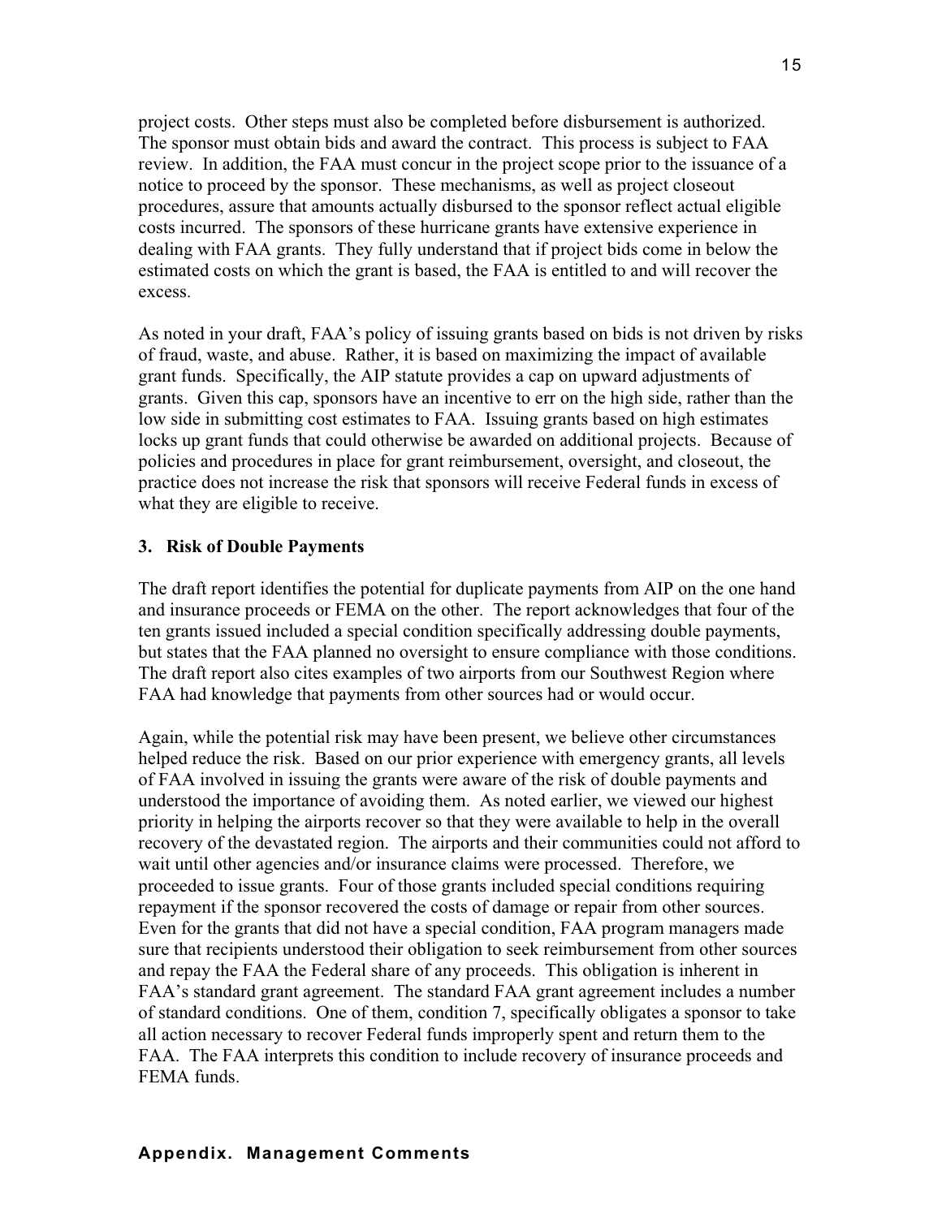project costs. Other steps must also be completed before disbursement is authorized. The sponsor must obtain bids and award the contract. This process is subject to FAA review. In addition, the FAA must concur in the project scope prior to the issuance of a notice to proceed by the sponsor. These mechanisms, as well as project closeout procedures, assure that amounts actually disbursed to the sponsor reflect actual eligible costs incurred. The sponsors of these hurricane grants have extensive experience in dealing with FAA grants. They fully understand that if project bids come in below the estimated costs on which the grant is based, the FAA is entitled to and will recover the excess.

As noted in your draft, FAA's policy of issuing grants based on bids is not driven by risks of fraud, waste, and abuse. Rather, it is based on maximizing the impact of available grant funds. Specifically, the AIP statute provides a cap on upward adjustments of grants. Given this cap, sponsors have an incentive to err on the high side, rather than the low side in submitting cost estimates to FAA. Issuing grants based on high estimates locks up grant funds that could otherwise be awarded on additional projects. Because of policies and procedures in place for grant reimbursement, oversight, and closeout, the practice does not increase the risk that sponsors will receive Federal funds in excess of what they are eligible to receive.

### 3. Risk of Double Payments

The draft report identifies the potential for duplicate payments from AIP on the one hand and insurance proceeds or FEMA on the other. The report acknowledges that four of the ten grants issued included a special condition specifically addressing double payments, but states that the FAA planned no oversight to ensure compliance with those conditions. The draft report also cites examples of two airports from our Southwest Region where FAA had knowledge that payments from other sources had or would occur.

Again, while the potential risk may have been present, we believe other circumstances helped reduce the risk. Based on our prior experience with emergency grants, all levels of FAA involved in issuing the grants were aware of the risk of double payments and understood the importance of avoiding them. As noted earlier, we viewed our highest priority in helping the airports recover so that they were available to help in the overall recovery of the devastated region. The airports and their communities could not afford to wait until other agencies and/or insurance claims were processed. Therefore, we proceeded to issue grants. Four of those grants included special conditions requiring repayment if the sponsor recovered the costs of damage or repair from other sources. Even for the grants that did not have a special condition, FAA program managers made sure that recipients understood their obligation to seek reimbursement from other sources and repay the FAA the Federal share of any proceeds. This obligation is inherent in FAA's standard grant agreement. The standard FAA grant agreement includes a number of standard conditions. One of them, condition 7, specifically obligates a sponsor to take all action necessary to recover Federal funds improperly spent and return them to the FAA. The FAA interprets this condition to include recovery of insurance proceeds and FEMA funds.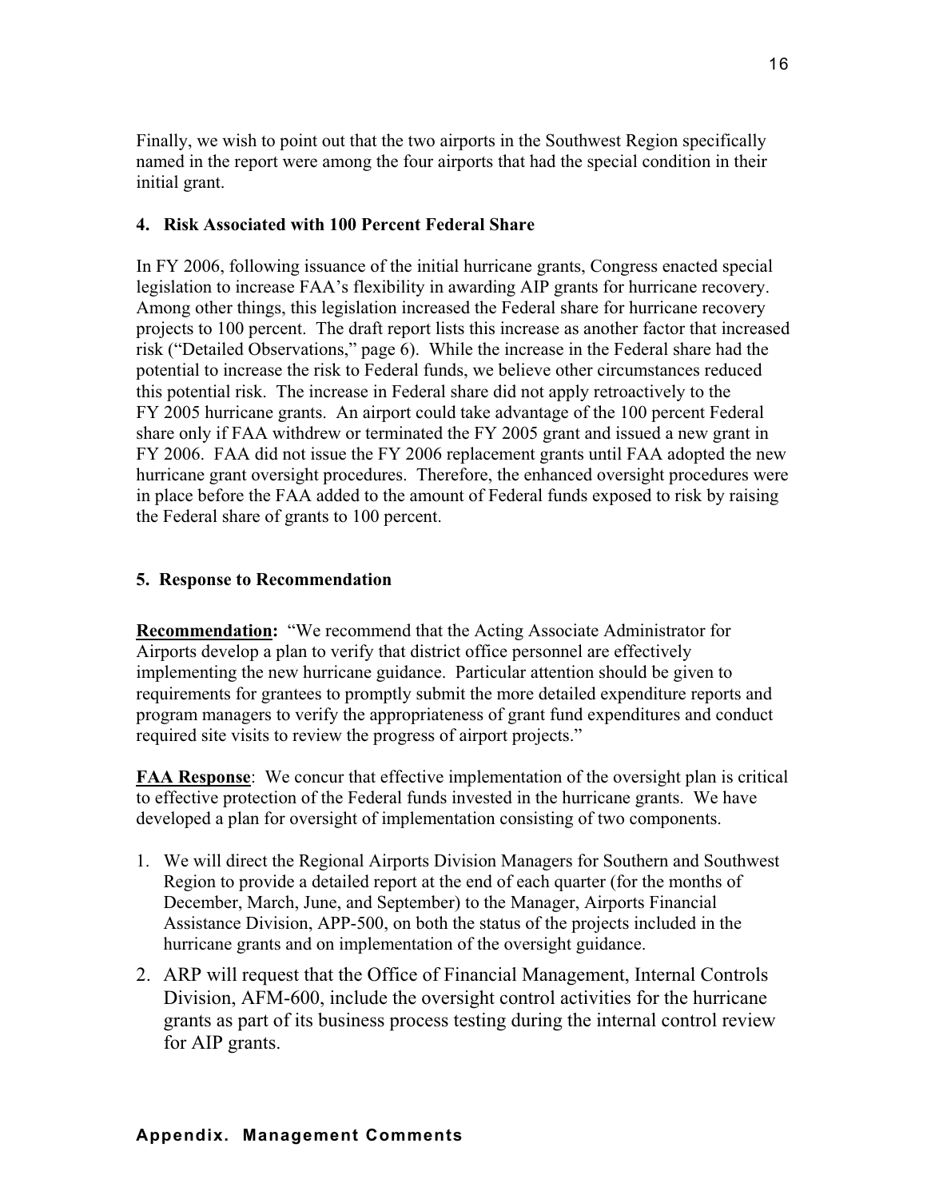Finally, we wish to point out that the two airports in the Southwest Region specifically named in the report were among the four airports that had the special condition in their initial grant.

#### 4. Risk Associated with 100 Percent Federal Share

In FY 2006, following issuance of the initial hurricane grants, Congress enacted special legislation to increase FAA's flexibility in awarding AIP grants for hurricane recovery. Among other things, this legislation increased the Federal share for hurricane recovery projects to 100 percent. The draft report lists this increase as another factor that increased risk ("Detailed Observations," page 6). While the increase in the Federal share had the potential to increase the risk to Federal funds, we believe other circumstances reduced this potential risk. The increase in Federal share did not apply retroactively to the FY 2005 hurricane grants. An airport could take advantage of the 100 percent Federal share only if FAA withdrew or terminated the FY 2005 grant and issued a new grant in FY 2006. FAA did not issue the FY 2006 replacement grants until FAA adopted the new hurricane grant oversight procedures. Therefore, the enhanced oversight procedures were in place before the FAA added to the amount of Federal funds exposed to risk by raising the Federal share of grants to 100 percent.

#### 5. Response to Recommendation

**Recommendation:** "We recommend that the Acting Associate Administrator for Airports develop a plan to verify that district office personnel are effectively implementing the new hurricane guidance. Particular attention should be given to requirements for grantees to promptly submit the more detailed expenditure reports and program managers to verify the appropriateness of grant fund expenditures and conduct required site visits to review the progress of airport projects."

**FAA Response**: We concur that effective implementation of the oversight plan is critical to effective protection of the Federal funds invested in the hurricane grants. We have developed a plan for oversight of implementation consisting of two components.

1. We will direct the Regional Airports Division Managers for Southern and Southwest Region to provide a detailed report at the end of each quarter (for the months of December, March, June, and September) to the Manager, Airports Financial Assistance Division, APP-500, on both the status of the projects included in the hurricane grants and on implementation of the oversight guidance.
2. ARP will request that the Office of Financial Management, Internal Controls Division, AFM-600, include the oversight control activities for the hurricane grants as part of its business process testing during the internal control review for AIP grants.

**Appendix. Management Comments**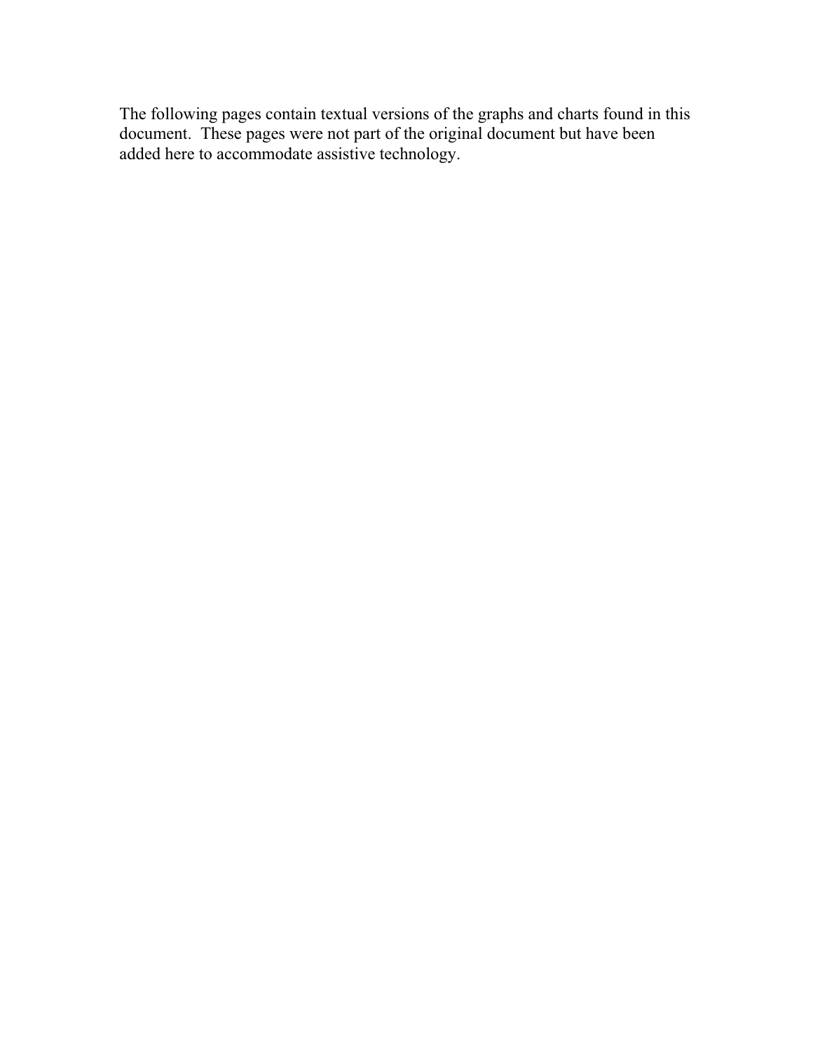The following pages contain textual versions of the graphs and charts found in this document. These pages were not part of the original document but have been added here to accommodate assistive technology.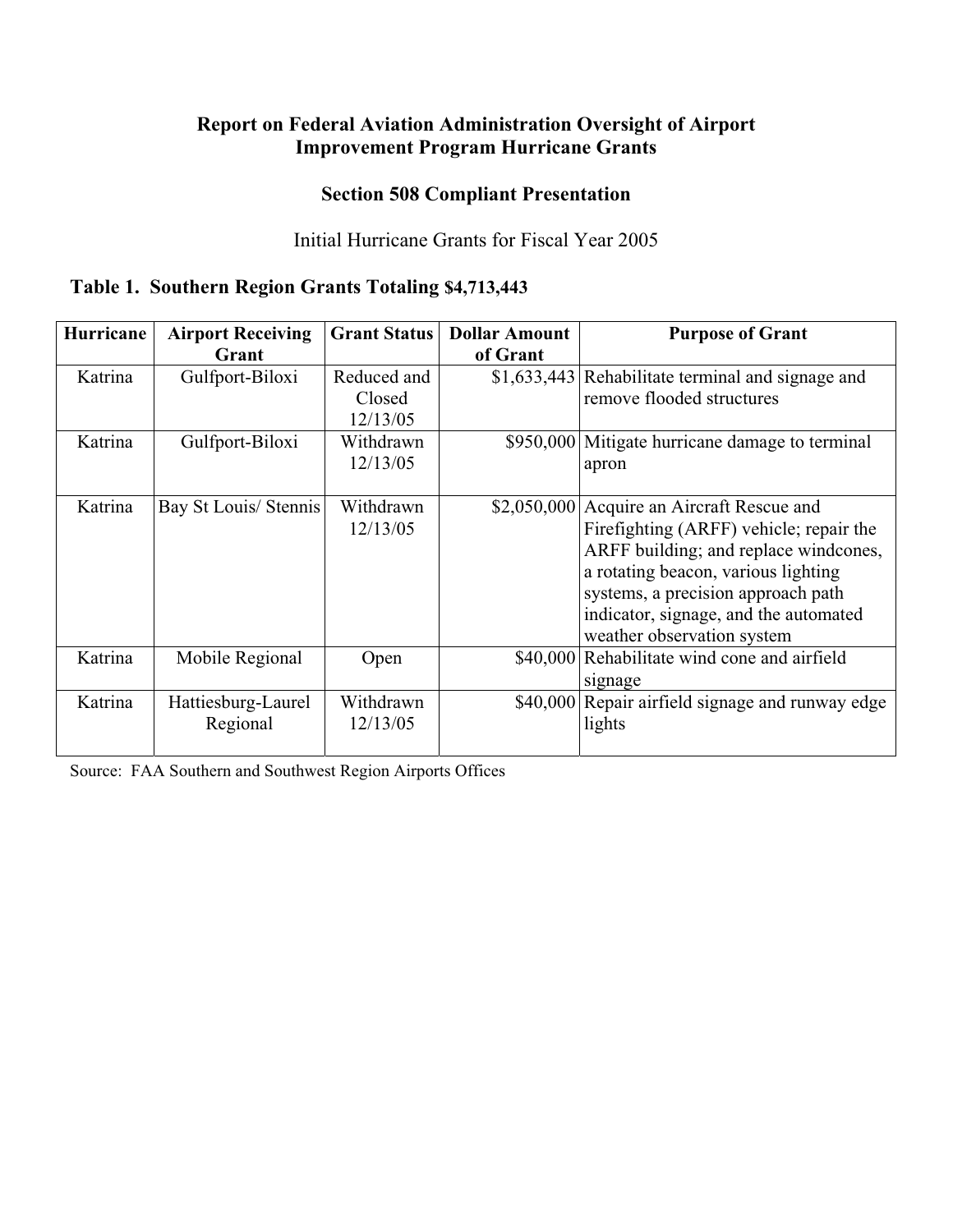**Report on Federal Aviation Administration Oversight of Airport Improvement Program Hurricane Grants**

**Section 508 Compliant Presentation**

Initial Hurricane Grants for Fiscal Year 2005

**Table 1. Southern Region Grants Totaling $4,713,443**

| Hurricane | Airport Receiving Grant | Grant Status | Dollar Amount of Grant | Purpose of Grant |
|---|---|---|---|---|
| Katrina | Gulfport-Biloxi | Reduced and Closed 12/13/05 | $1,633,443 | Rehabilitate terminal and signage and remove flooded structures |
| Katrina | Gulfport-Biloxi | Withdrawn 12/13/05 | $950,000 | Mitigate hurricane damage to terminal apron |
| Katrina | Bay St Louis/ Stennis | Withdrawn 12/13/05 | $2,050,000 | Acquire an Aircraft Rescue and Firefighting (ARFF) vehicle; repair the ARFF building; and replace windcones, a rotating beacon, various lighting systems, a precision approach path indicator, signage, and the automated weather observation system |
| Katrina | Mobile Regional | Open | $40,000 | Rehabilitate wind cone and airfield signage |
| Katrina | Hattiesburg-Laurel Regional | Withdrawn 12/13/05 | $40,000 | Repair airfield signage and runway edge lights |

Source: FAA Southern and Southwest Region Airports Offices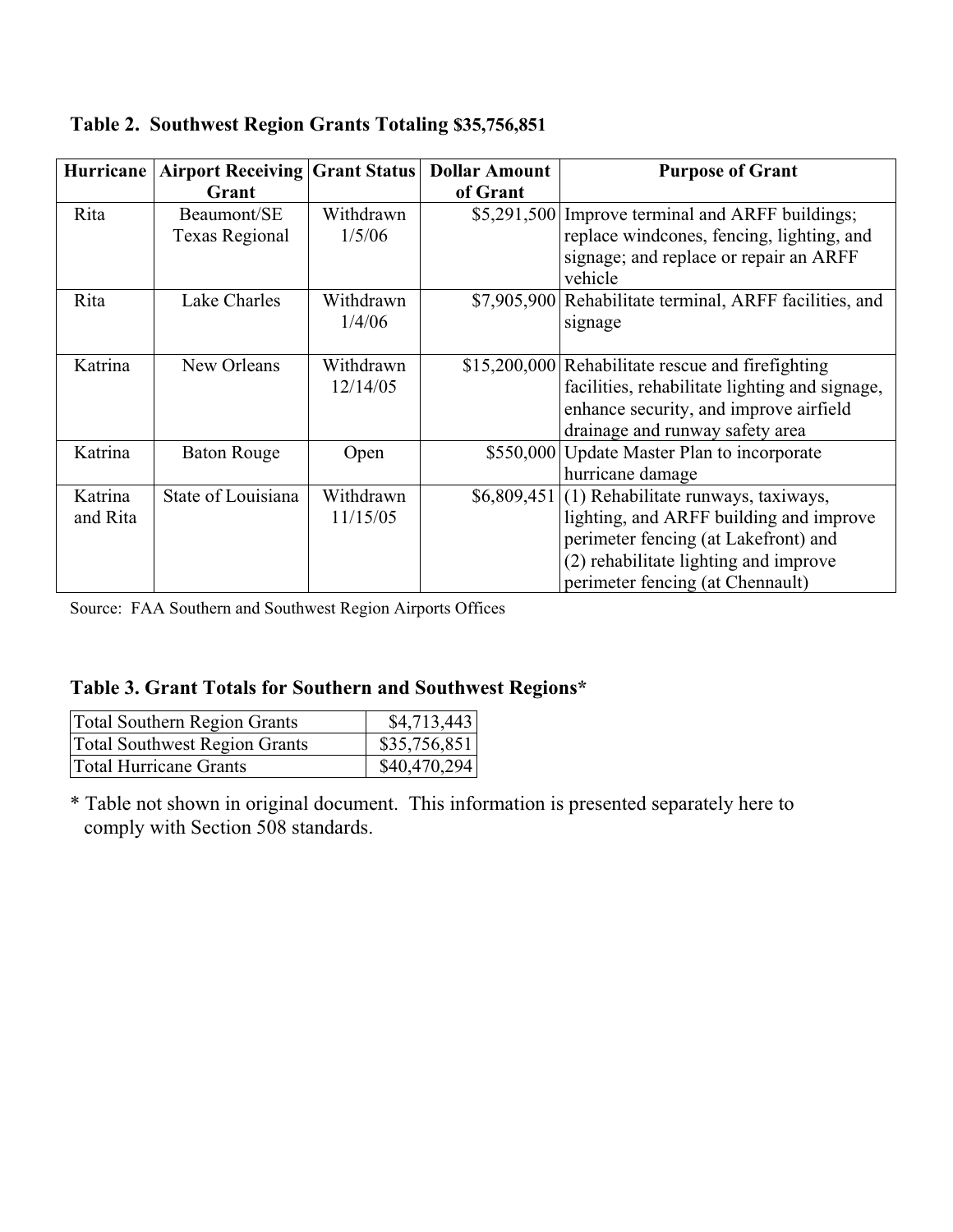**Table 2. Southwest Region Grants Totaling $35,756,851**

| Hurricane | Airport Receiving Grant | Grant Status | Dollar Amount of Grant | Purpose of Grant |
|---|---|---|---|---|
| Rita | Beaumont/SE Texas Regional | Withdrawn 1/5/06 | $5,291,500 | Improve terminal and ARFF buildings; replace windcones, fencing, lighting, and signage; and replace or repair an ARFF vehicle |
| Rita | Lake Charles | Withdrawn 1/4/06 | $7,905,900 | Rehabilitate terminal, ARFF facilities, and signage |
| Katrina | New Orleans | Withdrawn 12/14/05 | $15,200,000 | Rehabilitate rescue and firefighting facilities, rehabilitate lighting and signage, enhance security, and improve airfield drainage and runway safety area |
| Katrina | Baton Rouge | Open | $550,000 | Update Master Plan to incorporate hurricane damage |
| Katrina and Rita | State of Louisiana | Withdrawn 11/15/05 | $6,809,451 | (1) Rehabilitate runways, taxiways, lighting, and ARFF building and improve perimeter fencing (at Lakefront) and (2) rehabilitate lighting and improve perimeter fencing (at Chennault) |

Source: FAA Southern and Southwest Region Airports Offices

**Table 3. Grant Totals for Southern and Southwest Regions***

| | |
|---|---|
| Total Southern Region Grants | $4,713,443 |
| Total Southwest Region Grants | $35,756,851 |
| Total Hurricane Grants | $40,470,294 |

* Table not shown in original document. This information is presented separately here to comply with Section 508 standards.